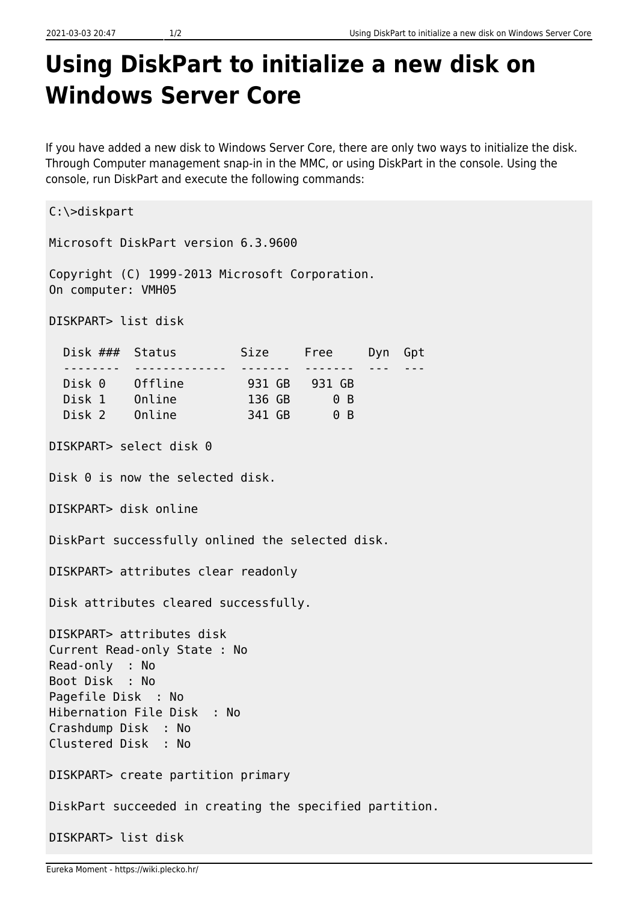# Using DiskPart to initialize a new disk on Windows Server Core

If you have added a new disk to Windows Server Core, there are only two ways to initialize the disk. Through Computer management snap-in in the MMC, or using DiskPart in the console. Using the console, run DiskPart and execute the following commands:

```
C:\>diskpart

Microsoft DiskPart version 6.3.9600

Copyright (C) 1999-2013 Microsoft Corporation.
On computer: VMH05

DISKPART> list disk

  Disk ###  Status         Size     Free     Dyn  Gpt
  --------  -------------  -------  -------  ---  ---
  Disk 0    Offline         931 GB   931 GB
  Disk 1    Online          136 GB      0 B
  Disk 2    Online          341 GB      0 B

DISKPART> select disk 0

Disk 0 is now the selected disk.

DISKPART> disk online

DiskPart successfully onlined the selected disk.

DISKPART> attributes clear readonly

Disk attributes cleared successfully.

DISKPART> attributes disk
Current Read-only State : No
Read-only  : No
Boot Disk  : No
Pagefile Disk  : No
Hibernation File Disk  : No
Crashdump Disk  : No
Clustered Disk  : No

DISKPART> create partition primary

DiskPart succeeded in creating the specified partition.

DISKPART> list disk
```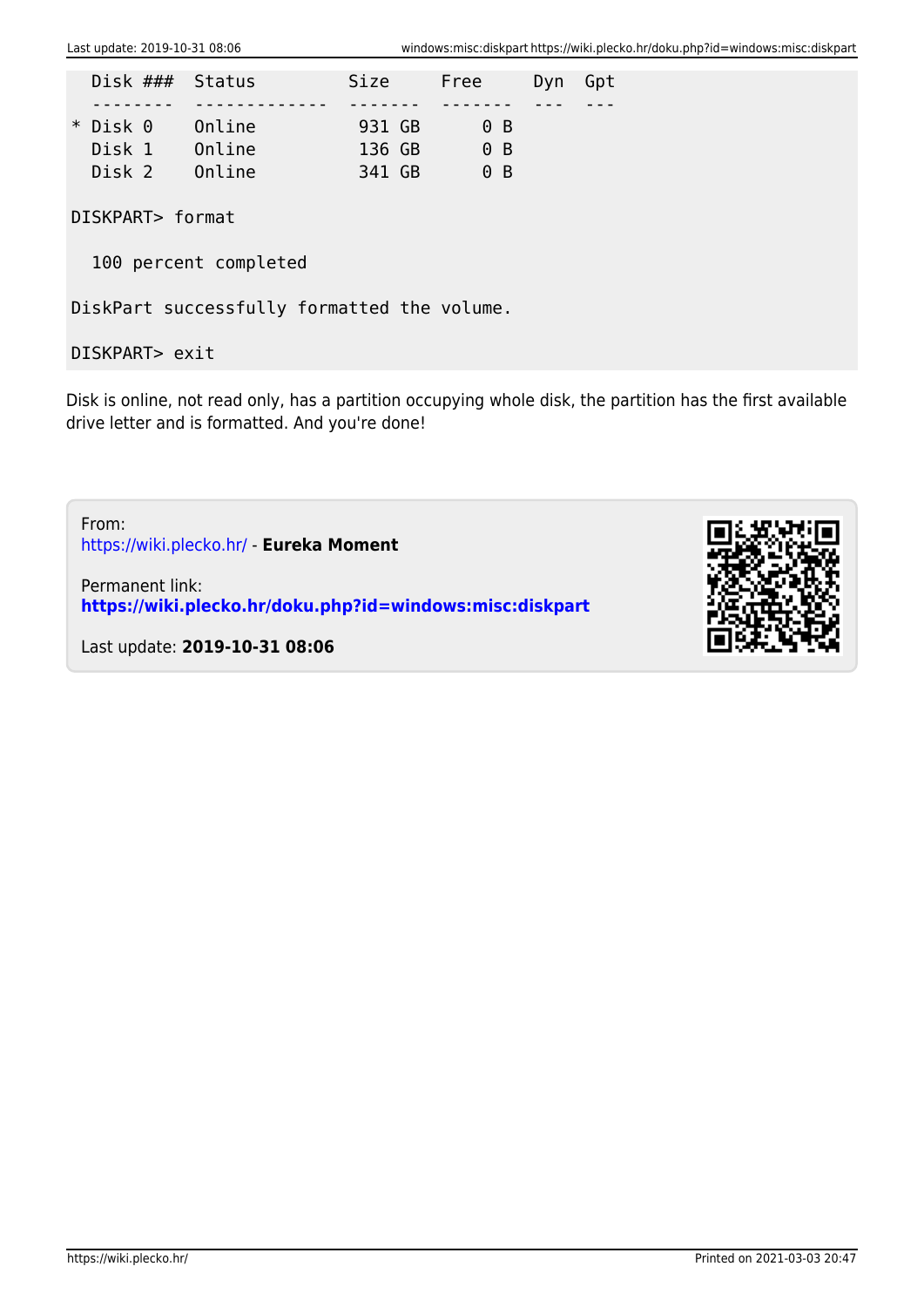```
  Disk ###  Status         Size     Free     Dyn  Gpt
  --------  -------------  -------  -------  ---  ---
* Disk 0    Online          931 GB      0 B
  Disk 1    Online          136 GB      0 B
  Disk 2    Online          341 GB      0 B

DISKPART> format

  100 percent completed

DiskPart successfully formatted the volume.

DISKPART> exit
```

Disk is online, not read only, has a partition occupying whole disk, the partition has the first available drive letter and is formatted. And you're done!

From:
https://wiki.plecko.hr/ - **Eureka Moment**

Permanent link:
**https://wiki.plecko.hr/doku.php?id=windows:misc:diskpart**

Last update: **2019-10-31 08:06**